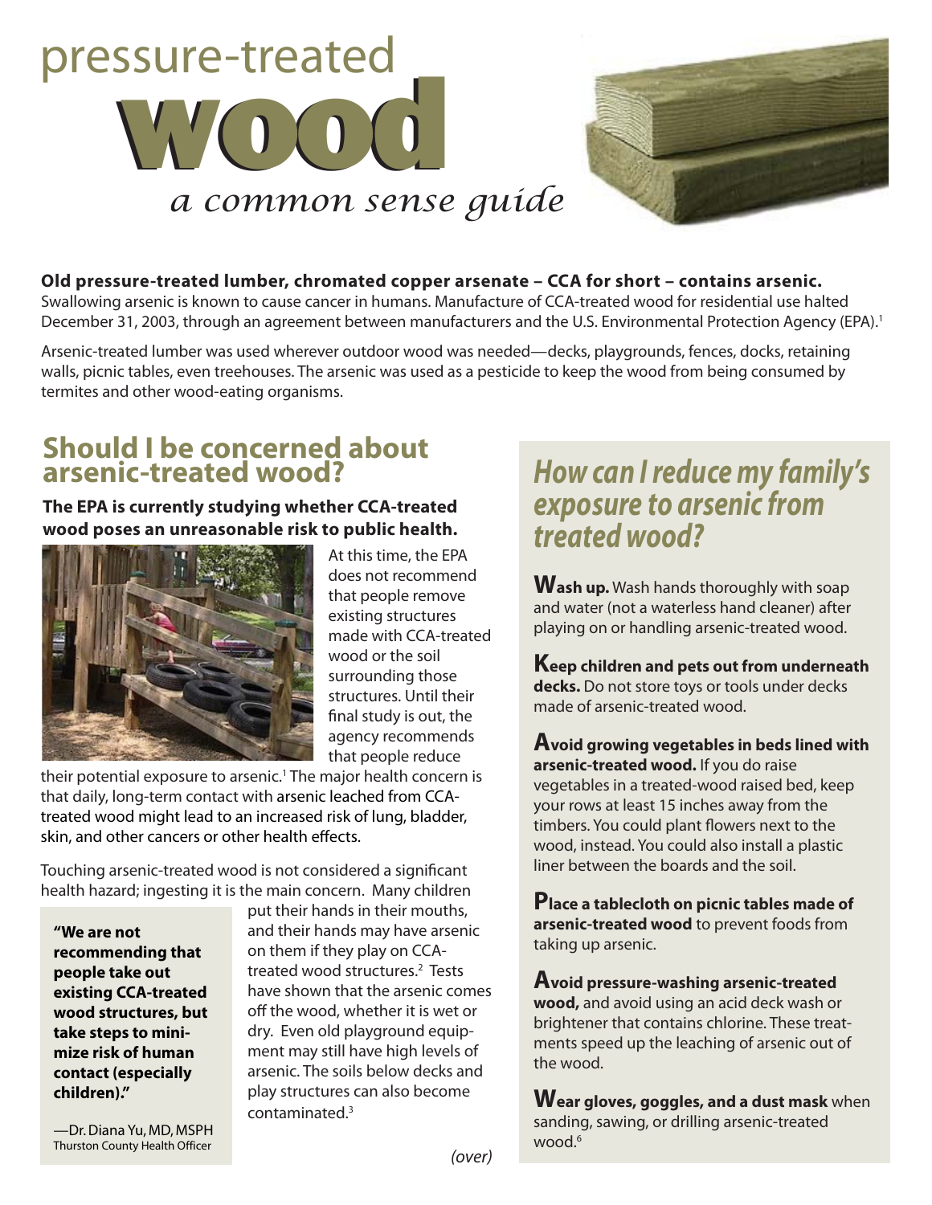# pressure-treated wood

*a common sense guide*

**Old pressure-treated lumber, chromated copper arsenate – CCA for short – contains arsenic.**
Swallowing arsenic is known to cause cancer in humans. Manufacture of CCA-treated wood for residential use halted December 31, 2003, through an agreement between manufacturers and the U.S. Environmental Protection Agency (EPA).[1]

Arsenic-treated lumber was used wherever outdoor wood was needed—decks, playgrounds, fences, docks, retaining walls, picnic tables, even treehouses. The arsenic was used as a pesticide to keep the wood from being consumed by termites and other wood-eating organisms.

## Should I be concerned about arsenic-treated wood?

**The EPA is currently studying whether CCA-treated wood poses an unreasonable risk to public health.**

At this time, the EPA does not recommend that people remove existing structures made with CCA-treated wood or the soil surrounding those structures. Until their final study is out, the agency recommends that people reduce their potential exposure to arsenic.[1] The major health concern is that daily, long-term contact with arsenic leached from CCA-treated wood might lead to an increased risk of lung, bladder, skin, and other cancers or other health effects.

Touching arsenic-treated wood is not considered a significant health hazard; ingesting it is the main concern. Many children put their hands in their mouths, and their hands may have arsenic on them if they play on CCA-treated wood structures.[2] Tests have shown that the arsenic comes off the wood, whether it is wet or dry. Even old playground equipment may still have high levels of arsenic. The soils below decks and play structures can also become contaminated.[3]

> **"We are not recommending that people take out existing CCA-treated wood structures, but take steps to minimize risk of human contact (especially children)."**
>
> —Dr. Diana Yu, MD, MSPH
> Thurston County Health Officer

*(over)*

## *How can I reduce my family's exposure to arsenic from treated wood?*

**Wash up.** Wash hands thoroughly with soap and water (not a waterless hand cleaner) after playing on or handling arsenic-treated wood.

**Keep children and pets out from underneath decks.** Do not store toys or tools under decks made of arsenic-treated wood.

**Avoid growing vegetables in beds lined with arsenic-treated wood.** If you do raise vegetables in a treated-wood raised bed, keep your rows at least 15 inches away from the timbers. You could plant flowers next to the wood, instead. You could also install a plastic liner between the boards and the soil.

**Place a tablecloth on picnic tables made of arsenic-treated wood** to prevent foods from taking up arsenic.

**Avoid pressure-washing arsenic-treated wood,** and avoid using an acid deck wash or brightener that contains chlorine. These treatments speed up the leaching of arsenic out of the wood.

**Wear gloves, goggles, and a dust mask** when sanding, sawing, or drilling arsenic-treated wood.[6]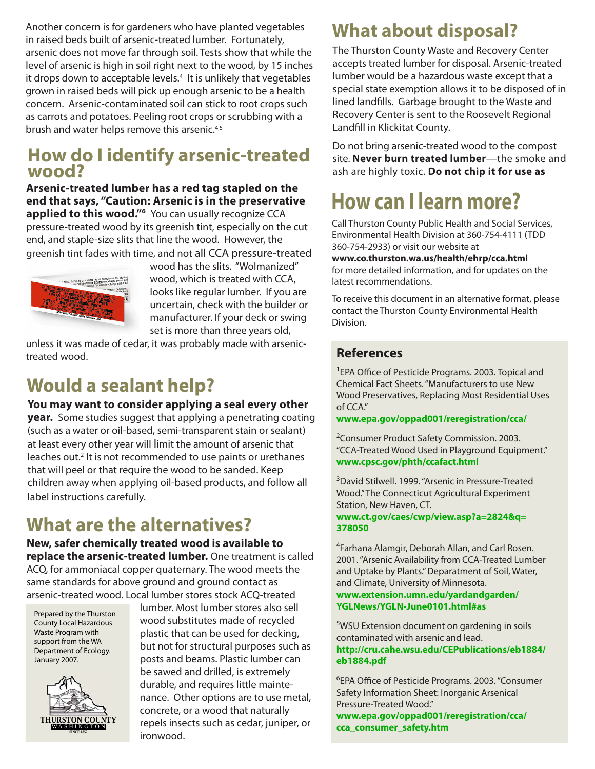Another concern is for gardeners who have planted vegetables in raised beds built of arsenic-treated lumber. Fortunately, arsenic does not move far through soil. Tests show that while the level of arsenic is high in soil right next to the wood, by 15 inches it drops down to acceptable levels.[4] It is unlikely that vegetables grown in raised beds will pick up enough arsenic to be a health concern. Arsenic-contaminated soil can stick to root crops such as carrots and potatoes. Peeling root crops or scrubbing with a brush and water helps remove this arsenic.[4,5]

## How do I identify arsenic-treated wood?

**Arsenic-treated lumber has a red tag stapled on the end that says, "Caution: Arsenic is in the preservative applied to this wood."[6]** You can usually recognize CCA pressure-treated wood by its greenish tint, especially on the cut end, and staple-size slits that line the wood. However, the greenish tint fades with time, and not all CCA pressure-treated wood has the slits. "Wolmanized" wood, which is treated with CCA, looks like regular lumber. If you are uncertain, check with the builder or manufacturer. If your deck or swing set is more than three years old, unless it was made of cedar, it was probably made with arsenic-treated wood.

## Would a sealant help?

**You may want to consider applying a seal every other year.** Some studies suggest that applying a penetrating coating (such as a water or oil-based, semi-transparent stain or sealant) at least every other year will limit the amount of arsenic that leaches out.[2] It is not recommended to use paints or urethanes that will peel or that require the wood to be sanded. Keep children away when applying oil-based products, and follow all label instructions carefully.

## What are the alternatives?

**New, safer chemically treated wood is available to replace the arsenic-treated lumber.** One treatment is called ACQ, for ammoniacal copper quaternary. The wood meets the same standards for above ground and ground contact as arsenic-treated wood. Local lumber stores stock ACQ-treated lumber. Most lumber stores also sell wood substitutes made of recycled plastic that can be used for decking, but not for structural purposes such as posts and beams. Plastic lumber can be sawed and drilled, is extremely durable, and requires little maintenance. Other options are to use metal, concrete, or a wood that naturally repels insects such as cedar, juniper, or ironwood.

Prepared by the Thurston County Local Hazardous Waste Program with support from the WA Department of Ecology. January 2007.

THURSTON COUNTY
WASHINGTON
SINCE 1852

## What about disposal?

The Thurston County Waste and Recovery Center accepts treated lumber for disposal. Arsenic-treated lumber would be a hazardous waste except that a special state exemption allows it to be disposed of in lined landfills. Garbage brought to the Waste and Recovery Center is sent to the Roosevelt Regional Landfill in Klickitat County.

Do not bring arsenic-treated wood to the compost site. **Never burn treated lumber**—the smoke and ash are highly toxic. **Do not chip it for use as**

## How can I learn more?

Call Thurston County Public Health and Social Services, Environmental Health Division at 360-754-4111 (TDD 360-754-2933) or visit our website at **www.co.thurston.wa.us/health/ehrp/cca.html** for more detailed information, and for updates on the latest recommendations.

To receive this document in an alternative format, please contact the Thurston County Environmental Health Division.

### References

[1]EPA Office of Pesticide Programs. 2003. Topical and Chemical Fact Sheets. "Manufacturers to use New Wood Preservatives, Replacing Most Residential Uses of CCA." **www.epa.gov/oppad001/reregistration/cca/**

[2]Consumer Product Safety Commission. 2003. "CCA-Treated Wood Used in Playground Equipment." **www.cpsc.gov/phth/ccafact.html**

[3]David Stilwell. 1999. "Arsenic in Pressure-Treated Wood." The Connecticut Agricultural Experiment Station, New Haven, CT. **www.ct.gov/caes/cwp/view.asp?a=2824&q=378050**

[4]Farhana Alamgir, Deborah Allan, and Carl Rosen. 2001. "Arsenic Availability from CCA-Treated Lumber and Uptake by Plants." Deparatment of Soil, Water, and Climate, University of Minnesota. **www.extension.umn.edu/yardandgarden/YGLNews/YGLN-June0101.html#as**

[5]WSU Extension document on gardening in soils contaminated with arsenic and lead. **http://cru.cahe.wsu.edu/CEPublications/eb1884/eb1884.pdf**

[6]EPA Office of Pesticide Programs. 2003. "Consumer Safety Information Sheet: Inorganic Arsenical Pressure-Treated Wood." **www.epa.gov/oppad001/reregistration/cca/cca_consumer_safety.htm**